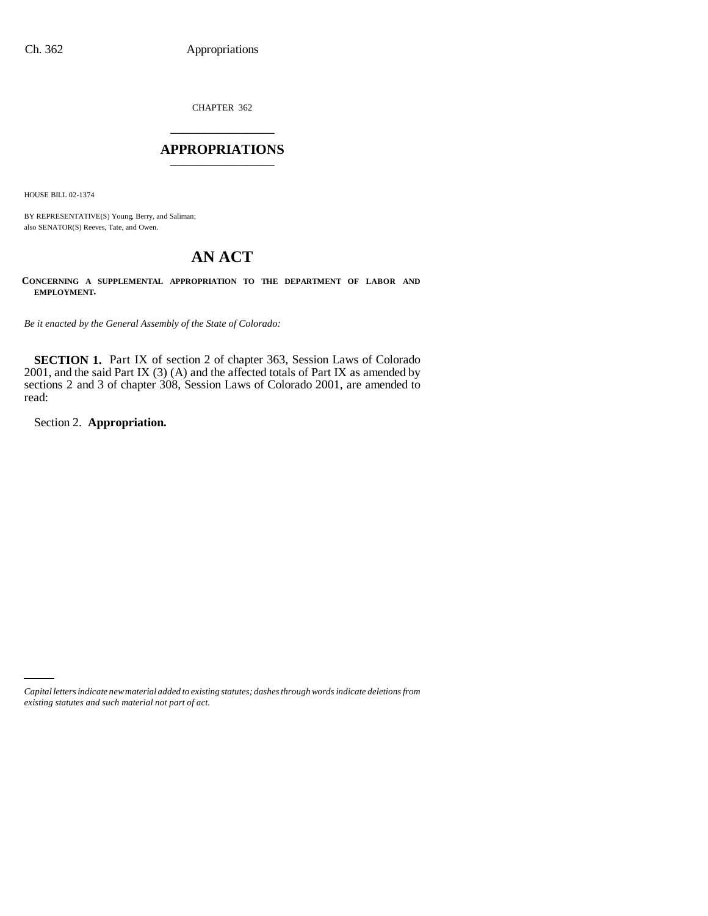CHAPTER 362

# APPROPRIATIONS

HOUSE BILL 02-1374

BY REPRESENTATIVE(S) Young, Berry, and Saliman;
also SENATOR(S) Reeves, Tate, and Owen.

# AN ACT

**CONCERNING A SUPPLEMENTAL APPROPRIATION TO THE DEPARTMENT OF LABOR AND EMPLOYMENT.**

*Be it enacted by the General Assembly of the State of Colorado:*

**SECTION 1.** Part IX of section 2 of chapter 363, Session Laws of Colorado 2001, and the said Part IX (3) (A) and the affected totals of Part IX as amended by sections 2 and 3 of chapter 308, Session Laws of Colorado 2001, are amended to read:

Section 2. **Appropriation.**

*Capital letters indicate new material added to existing statutes; dashes through words indicate deletions from existing statutes and such material not part of act.*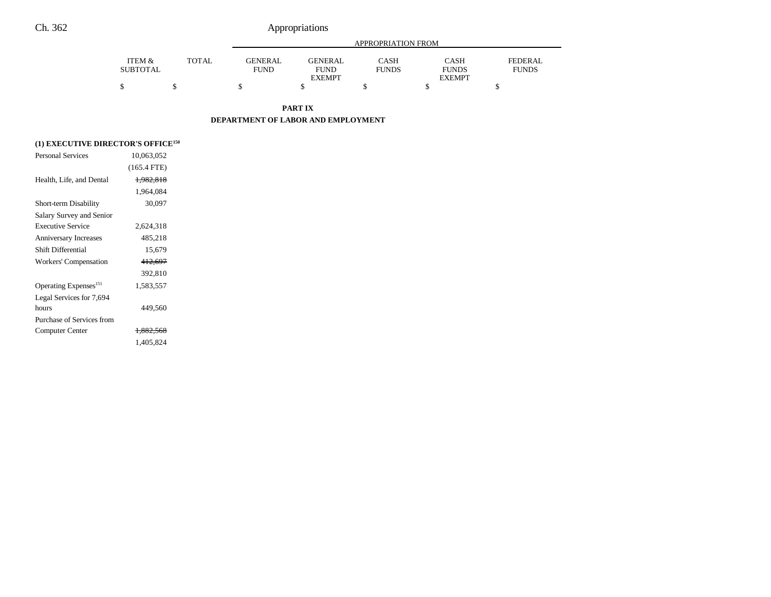Ch. 362 Appropriations

| | ITEM & SUBTOTAL | TOTAL | APPROPRIATION FROM GENERAL FUND | GENERAL FUND EXEMPT | CASH FUNDS | CASH FUNDS EXEMPT | FEDERAL FUNDS |
|---|---|---|---|---|---|---|---|
| | $ | $ | $ | $ | $ | $ | $ |

**PART IX**

**DEPARTMENT OF LABOR AND EMPLOYMENT**

| | ITEM & SUBTOTAL | TOTAL | GENERAL FUND | GENERAL FUND EXEMPT | CASH FUNDS | CASH FUNDS EXEMPT | FEDERAL FUNDS |
|---|---|---|---|---|---|---|---|
| **(1) EXECUTIVE DIRECTOR'S OFFICE**[150] | | | | | | | |
| Personal Services | 10,063,052 | | | | | | |
| | (165.4 FTE) | | | | | | |
| Health, Life, and Dental | ~~1,982,818~~ | | | | | | |
| | 1,964,084 | | | | | | |
| Short-term Disability | 30,097 | | | | | | |
| Salary Survey and Senior Executive Service | 2,624,318 | | | | | | |
| Anniversary Increases | 485,218 | | | | | | |
| Shift Differential | 15,679 | | | | | | |
| Workers' Compensation | ~~412,697~~ | | | | | | |
| | 392,810 | | | | | | |
| Operating Expenses[151] | 1,583,557 | | | | | | |
| Legal Services for 7,694 hours | 449,560 | | | | | | |
| Purchase of Services from Computer Center | ~~1,882,568~~ | | | | | | |
| | 1,405,824 | | | | | | |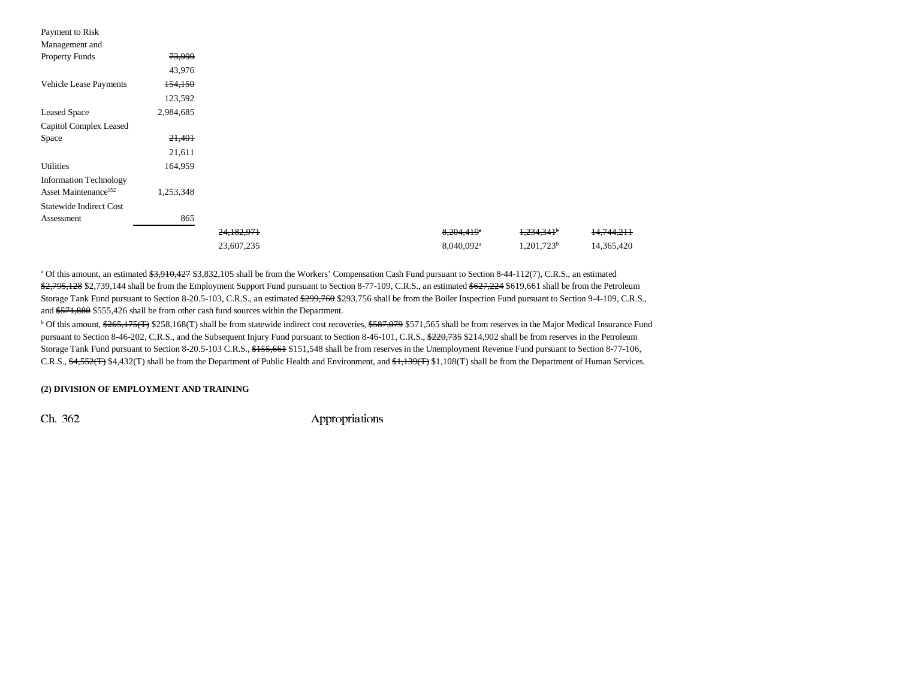| | | | | | | |
|---|---|---|---|---|---|---|
| Payment to Risk Management and Property Funds | ~~73,999~~ 43,976 | | | | | |
| Vehicle Lease Payments | ~~154,150~~ 123,592 | | | | | |
| Leased Space | 2,984,685 | | | | | |
| Capitol Complex Leased Space | ~~21,401~~ 21,611 | | | | | |
| Utilities | 164,959 | | | | | |
| Information Technology Asset Maintenance[152] | 1,253,348 | | | | | |
| Statewide Indirect Cost Assessment | 865 | | | | | |
| | | ~~24,182,971~~ 23,607,235 | | ~~8,204,419[a]~~ 8,040,092[a] | ~~1,234,341[b]~~ 1,201,723[b] | ~~14,744,211~~ 14,365,420 |

[a] Of this amount, an estimated ~~$3,910,427~~ $3,832,105 shall be from the Workers' Compensation Cash Fund pursuant to Section 8-44-112(7), C.R.S., an estimated ~~$2,795,128~~ $2,739,144 shall be from the Employment Support Fund pursuant to Section 8-77-109, C.R.S., an estimated ~~$627,224~~ $619,661 shall be from the Petroleum Storage Tank Fund pursuant to Section 8-20.5-103, C.R.S., an estimated ~~$299,760~~ $293,756 shall be from the Boiler Inspection Fund pursuant to Section 9-4-109, C.R.S., and ~~$571,880~~ $555,426 shall be from other cash fund sources within the Department.

[b] Of this amount, ~~$265,175(T)~~ $258,168(T) shall be from statewide indirect cost recoveries, ~~$587,079~~ $571,565 shall be from reserves in the Major Medical Insurance Fund pursuant to Section 8-46-202, C.R.S., and the Subsequent Injury Fund pursuant to Section 8-46-101, C.R.S., ~~$220,735~~ $214,902 shall be from reserves in the Petroleum Storage Tank Fund pursuant to Section 8-20.5-103 C.R.S., ~~$155,661~~ $151,548 shall be from reserves in the Unemployment Revenue Fund pursuant to Section 8-77-106, C.R.S., ~~$4,552(T)~~ $4,432(T) shall be from the Department of Public Health and Environment, and ~~$1,139(T)~~ $1,108(T) shall be from the Department of Human Services.

**(2) DIVISION OF EMPLOYMENT AND TRAINING**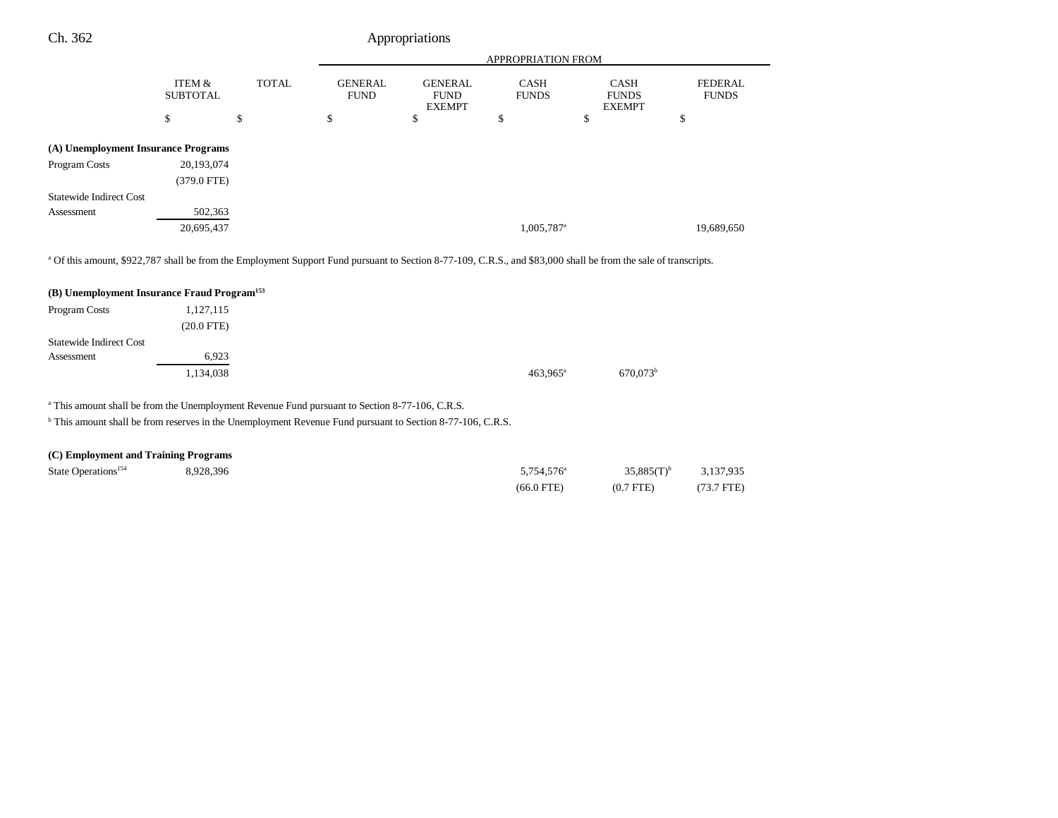|  | ITEM & SUBTOTAL | TOTAL | APPROPRIATION FROM GENERAL FUND | GENERAL FUND EXEMPT | CASH FUNDS | CASH FUNDS EXEMPT | FEDERAL FUNDS |
|---|---|---|---|---|---|---|---|
|  | $ | $ | $ | $ | $ | $ | $ |
| **(A) Unemployment Insurance Programs** |  |  |  |  |  |  |  |
| Program Costs | 20,193,074 |  |  |  |  |  |  |
|  | (379.0 FTE) |  |  |  |  |  |  |
| Statewide Indirect Cost Assessment | 502,363 |  |  |  |  |  |  |
|  | 20,695,437 |  |  |  | 1,005,787[a] |  | 19,689,650 |

[a] Of this amount, $922,787 shall be from the Employment Support Fund pursuant to Section 8-77-109, C.R.S., and $83,000 shall be from the sale of transcripts.

|  | ITEM & SUBTOTAL | TOTAL | GENERAL FUND | GENERAL FUND EXEMPT | CASH FUNDS | CASH FUNDS EXEMPT | FEDERAL FUNDS |
|---|---|---|---|---|---|---|---|
| **(B) Unemployment Insurance Fraud Program[153]** |  |  |  |  |  |  |  |
| Program Costs | 1,127,115 |  |  |  |  |  |  |
|  | (20.0 FTE) |  |  |  |  |  |  |
| Statewide Indirect Cost Assessment | 6,923 |  |  |  |  |  |  |
|  | 1,134,038 |  |  |  | 463,965[a] | 670,073[b] |  |

[a] This amount shall be from the Unemployment Revenue Fund pursuant to Section 8-77-106, C.R.S.

[b] This amount shall be from reserves in the Unemployment Revenue Fund pursuant to Section 8-77-106, C.R.S.

|  | ITEM & SUBTOTAL | TOTAL | GENERAL FUND | GENERAL FUND EXEMPT | CASH FUNDS | CASH FUNDS EXEMPT | FEDERAL FUNDS |
|---|---|---|---|---|---|---|---|
| **(C) Employment and Training Programs** |  |  |  |  |  |  |  |
| State Operations[154] | 8,928,396 |  |  |  | 5,754,576[a] | 35,885(T)[b] | 3,137,935 |
|  |  |  |  |  | (66.0 FTE) | (0.7 FTE) | (73.7 FTE) |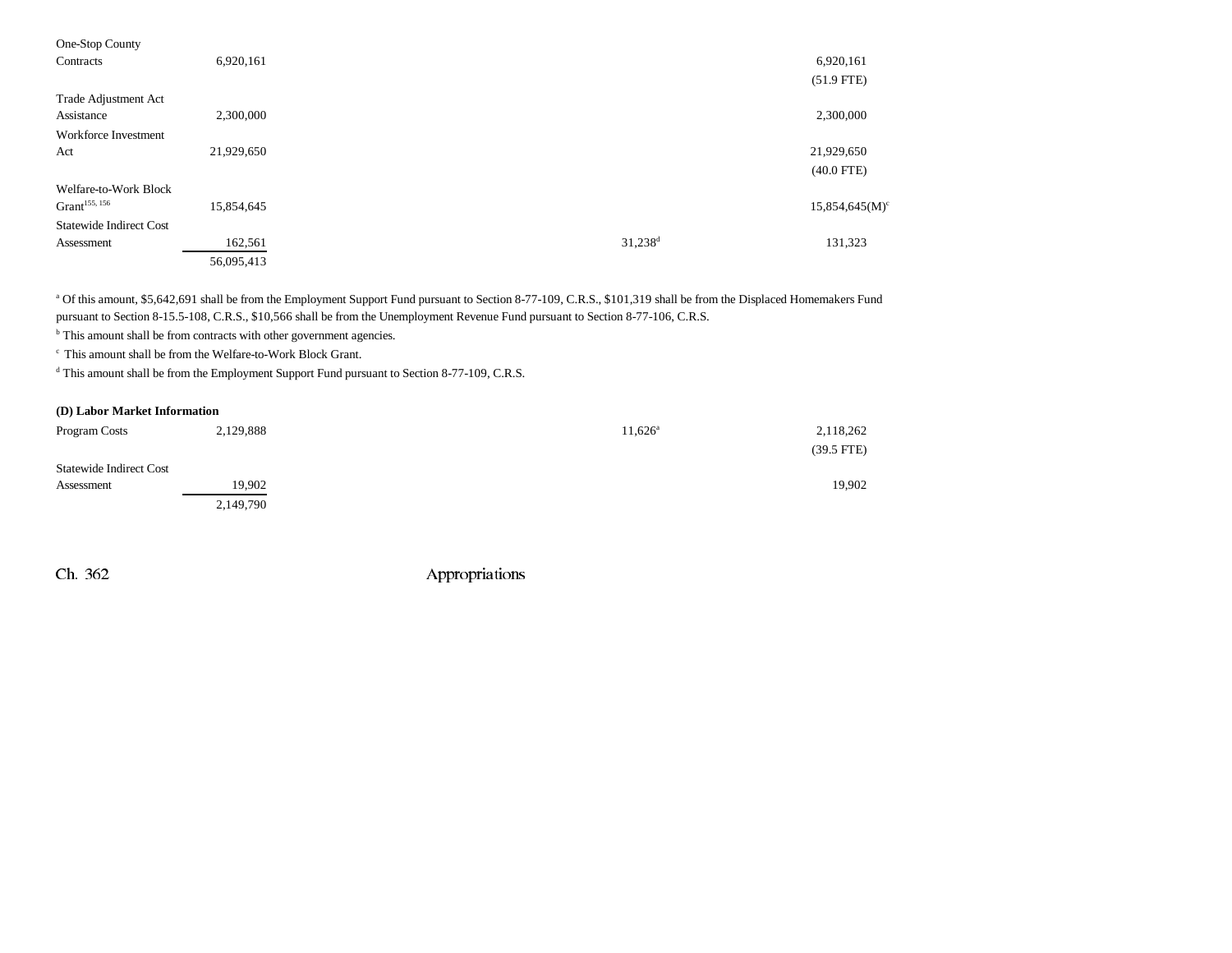| | | | | | |
|---|---|---|---|---|---|
| One-Stop County Contracts | 6,920,161 | | | | 6,920,161 (51.9 FTE) |
| Trade Adjustment Act Assistance | 2,300,000 | | | | 2,300,000 |
| Workforce Investment Act | 21,929,650 | | | | 21,929,650 (40.0 FTE) |
| Welfare-to-Work Block Grant[155, 156] | 15,854,645 | | | | 15,854,645(M)[c] |
| Statewide Indirect Cost Assessment | 162,561 | | | 31,238[d] | 131,323 |
| | 56,095,413 | | | | |

[a] Of this amount, $5,642,691 shall be from the Employment Support Fund pursuant to Section 8-77-109, C.R.S., $101,319 shall be from the Displaced Homemakers Fund pursuant to Section 8-15.5-108, C.R.S., $10,566 shall be from the Unemployment Revenue Fund pursuant to Section 8-77-106, C.R.S.

[b] This amount shall be from contracts with other government agencies.

[c] This amount shall be from the Welfare-to-Work Block Grant.

[d] This amount shall be from the Employment Support Fund pursuant to Section 8-77-109, C.R.S.

**(D) Labor Market Information**

| | | | | | |
|---|---|---|---|---|---|
| Program Costs | 2,129,888 | | | 11,626[a] | 2,118,262 (39.5 FTE) |
| Statewide Indirect Cost Assessment | 19,902 | | | | 19,902 |
| | 2,149,790 | | | | |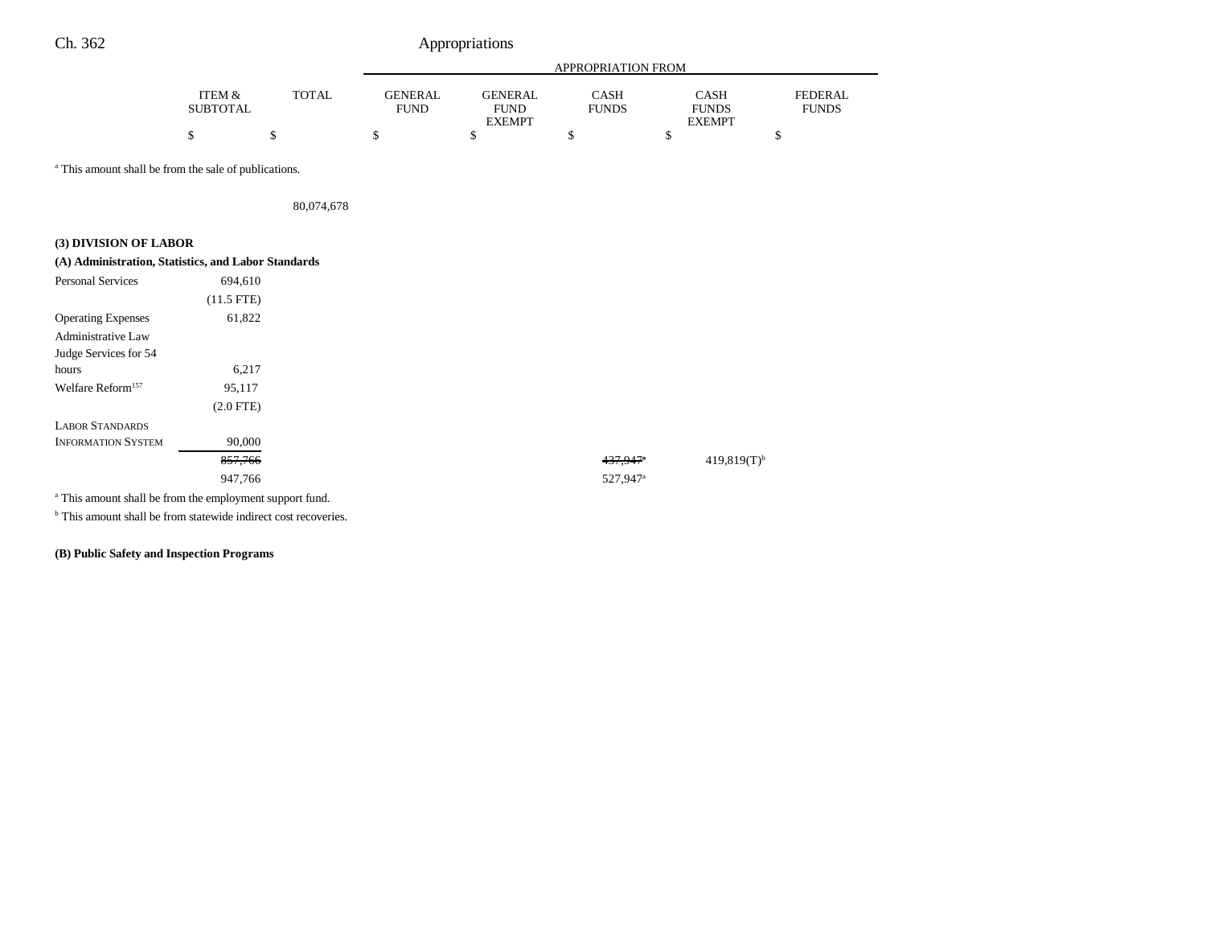Ch. 362 Appropriations

| | ITEM & SUBTOTAL | TOTAL | GENERAL FUND | GENERAL FUND EXEMPT | CASH FUNDS | CASH FUNDS EXEMPT | FEDERAL FUNDS |
|---|---|---|---|---|---|---|---|
| | | | APPROPRIATION FROM | | | | |
| | $ | $ | $ | $ | $ | $ | $ |

[a] This amount shall be from the sale of publications.

| | ITEM & SUBTOTAL | TOTAL | GENERAL FUND | GENERAL FUND EXEMPT | CASH FUNDS | CASH FUNDS EXEMPT | FEDERAL FUNDS |
|---|---|---|---|---|---|---|---|
| | | 80,074,678 | | | | | |
| **(3) DIVISION OF LABOR** | | | | | | | |
| **(A) Administration, Statistics, and Labor Standards** | | | | | | | |
| Personal Services | 694,610 | | | | | | |
| | (11.5 FTE) | | | | | | |
| Operating Expenses | 61,822 | | | | | | |
| Administrative Law Judge Services for 54 hours | 6,217 | | | | | | |
| Welfare Reform[157] | 95,117 | | | | | | |
| | (2.0 FTE) | | | | | | |
| LABOR STANDARDS INFORMATION SYSTEM | 90,000 | | | | | | |
| | ~~857,766~~ | | | | ~~437,947~~[a] | 419,819(T)[b] | |
| | 947,766 | | | | 527,947[a] | | |

[a] This amount shall be from the employment support fund.

[b] This amount shall be from statewide indirect cost recoveries.

**(B) Public Safety and Inspection Programs**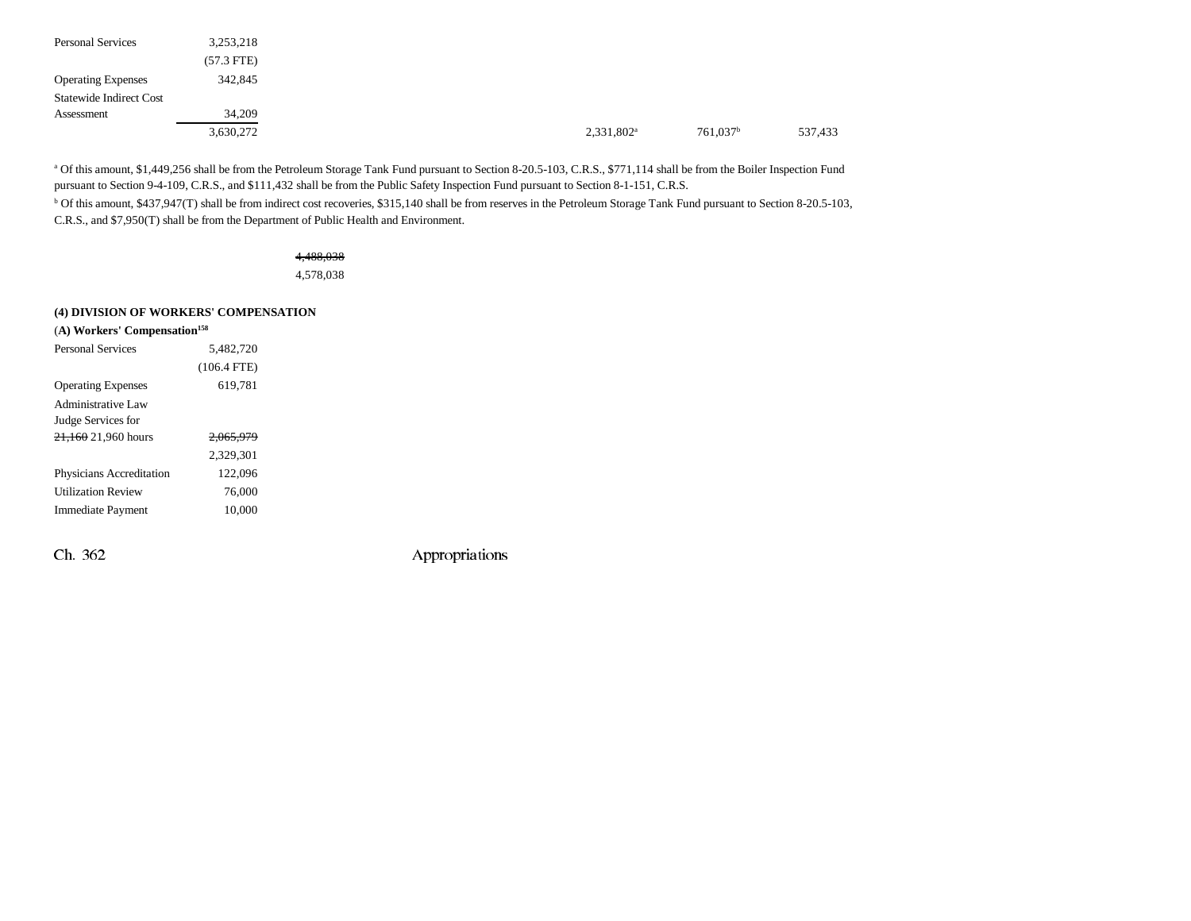| | | | | | | |
|---|---|---|---|---|---|---|
| Personal Services | 3,253,218 | | | | | |
| | (57.3 FTE) | | | | | |
| Operating Expenses | 342,845 | | | | | |
| Statewide Indirect Cost Assessment | 34,209 | | | | | |
| | 3,630,272 | | | 2,331,802[a] | 761,037[b] | 537,433 |

[a] Of this amount, $1,449,256 shall be from the Petroleum Storage Tank Fund pursuant to Section 8-20.5-103, C.R.S., $771,114 shall be from the Boiler Inspection Fund pursuant to Section 9-4-109, C.R.S., and $111,432 shall be from the Public Safety Inspection Fund pursuant to Section 8-1-151, C.R.S.

[b] Of this amount, $437,947(T) shall be from indirect cost recoveries, $315,140 shall be from reserves in the Petroleum Storage Tank Fund pursuant to Section 8-20.5-103, C.R.S., and $7,950(T) shall be from the Department of Public Health and Environment.

~~4,488,038~~
4,578,038

**(4) DIVISION OF WORKERS' COMPENSATION**

**(A) Workers' Compensation[158]**

| | |
|---|---|
| Personal Services | 5,482,720 |
| | (106.4 FTE) |
| Operating Expenses | 619,781 |
| Administrative Law Judge Services for ~~21,160~~ 21,960 hours | ~~2,065,979~~ |
| | 2,329,301 |
| Physicians Accreditation | 122,096 |
| Utilization Review | 76,000 |
| Immediate Payment | 10,000 |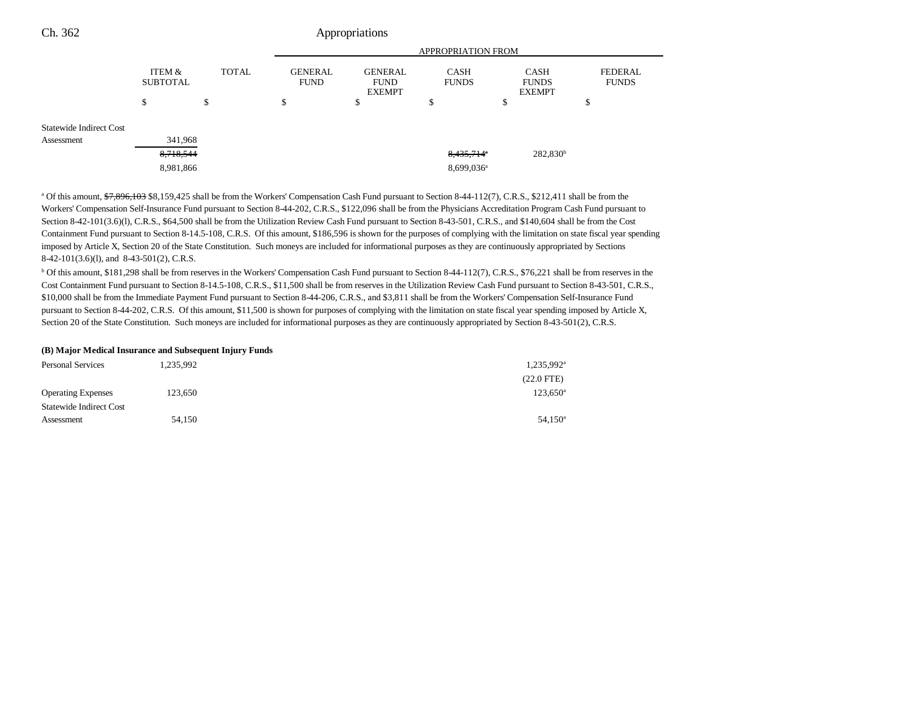| | ITEM & SUBTOTAL | TOTAL | GENERAL FUND | GENERAL FUND EXEMPT | CASH FUNDS | CASH FUNDS EXEMPT | FEDERAL FUNDS |
|---|---|---|---|---|---|---|---|
| | | | APPROPRIATION FROM | | | | |
| | $ | $ | $ | $ | $ | $ | $ |
| Statewide Indirect Cost Assessment | 341,968 | | | | | | |
| | ~~8,718,544~~ | | | | ~~8,435,714~~[a] | 282,830[b] | |
| | 8,981,866 | | | | 8,699,036[a] | | |

[a] Of this amount, ~~$7,896,103~~ $8,159,425 shall be from the Workers' Compensation Cash Fund pursuant to Section 8-44-112(7), C.R.S., $212,411 shall be from the Workers' Compensation Self-Insurance Fund pursuant to Section 8-44-202, C.R.S., $122,096 shall be from the Physicians Accreditation Program Cash Fund pursuant to Section 8-42-101(3.6)(l), C.R.S., $64,500 shall be from the Utilization Review Cash Fund pursuant to Section 8-43-501, C.R.S., and $140,604 shall be from the Cost Containment Fund pursuant to Section 8-14.5-108, C.R.S. Of this amount, $186,596 is shown for the purposes of complying with the limitation on state fiscal year spending imposed by Article X, Section 20 of the State Constitution. Such moneys are included for informational purposes as they are continuously appropriated by Sections 8-42-101(3.6)(l), and 8-43-501(2), C.R.S.

[b] Of this amount, $181,298 shall be from reserves in the Workers' Compensation Cash Fund pursuant to Section 8-44-112(7), C.R.S., $76,221 shall be from reserves in the Cost Containment Fund pursuant to Section 8-14.5-108, C.R.S., $11,500 shall be from reserves in the Utilization Review Cash Fund pursuant to Section 8-43-501, C.R.S., $10,000 shall be from the Immediate Payment Fund pursuant to Section 8-44-206, C.R.S., and $3,811 shall be from the Workers' Compensation Self-Insurance Fund pursuant to Section 8-44-202, C.R.S. Of this amount, $11,500 is shown for purposes of complying with the limitation on state fiscal year spending imposed by Article X, Section 20 of the State Constitution. Such moneys are included for informational purposes as they are continuously appropriated by Section 8-43-501(2), C.R.S.

**(B) Major Medical Insurance and Subsequent Injury Funds**

| | ITEM & SUBTOTAL | TOTAL | GENERAL FUND | GENERAL FUND EXEMPT | CASH FUNDS | CASH FUNDS EXEMPT | FEDERAL FUNDS |
|---|---|---|---|---|---|---|---|
| Personal Services | 1,235,992 | | | | | 1,235,992[a] | |
| | | | | | | (22.0 FTE) | |
| Operating Expenses | 123,650 | | | | | 123,650[a] | |
| Statewide Indirect Cost Assessment | 54,150 | | | | | 54,150[a] | |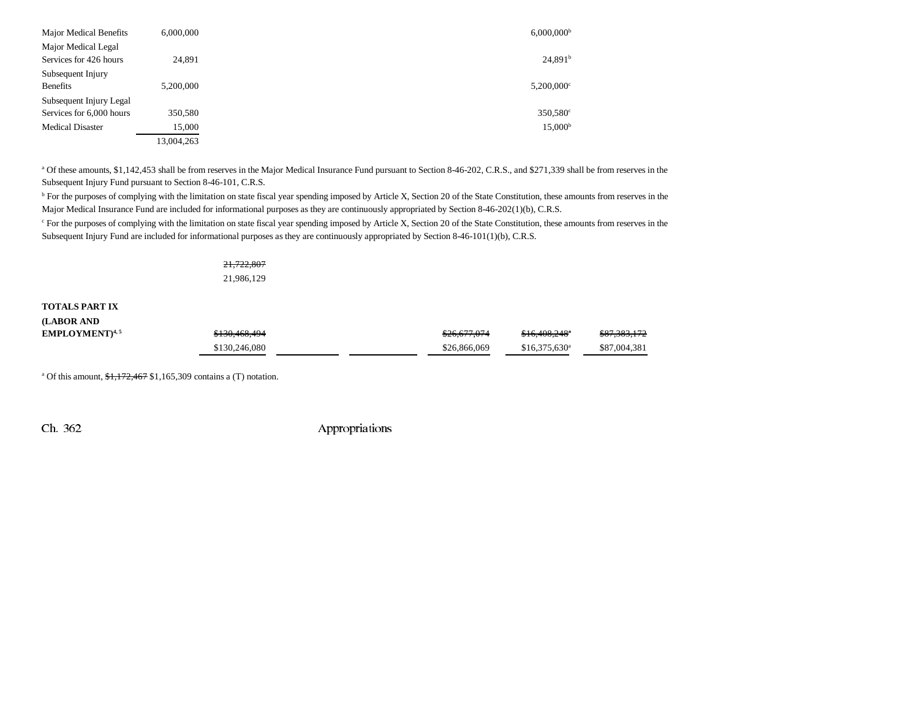| | | | | | | |
|---|---|---|---|---|---|---|
| Major Medical Benefits | 6,000,000 | | | | 6,000,000[b] | |
| Major Medical Legal Services for 426 hours | 24,891 | | | | 24,891[b] | |
| Subsequent Injury Benefits | 5,200,000 | | | | 5,200,000[c] | |
| Subsequent Injury Legal Services for 6,000 hours | 350,580 | | | | 350,580[c] | |
| Medical Disaster | 15,000 | | | | 15,000[b] | |
| | 13,004,263 | | | | | |

[a] Of these amounts, $1,142,453 shall be from reserves in the Major Medical Insurance Fund pursuant to Section 8-46-202, C.R.S., and $271,339 shall be from reserves in the Subsequent Injury Fund pursuant to Section 8-46-101, C.R.S.

[b] For the purposes of complying with the limitation on state fiscal year spending imposed by Article X, Section 20 of the State Constitution, these amounts from reserves in the Major Medical Insurance Fund are included for informational purposes as they are continuously appropriated by Section 8-46-202(1)(b), C.R.S.

[c] For the purposes of complying with the limitation on state fiscal year spending imposed by Article X, Section 20 of the State Constitution, these amounts from reserves in the Subsequent Injury Fund are included for informational purposes as they are continuously appropriated by Section 8-46-101(1)(b), C.R.S.

| | | | | | | |
|---|---|---|---|---|---|---|
| | ~~21,722,807~~ 21,986,129 | | | | | |
| **TOTALS PART IX (LABOR AND EMPLOYMENT)[4, 5]** | ~~$130,468,494~~ $130,246,080 | | | ~~$26,677,074~~ $26,866,069 | ~~$16,408,248[a]~~ $16,375,630[a] | ~~$87,383,172~~ $87,004,381 |

[a] Of this amount, ~~$1,172,467~~ $1,165,309 contains a (T) notation.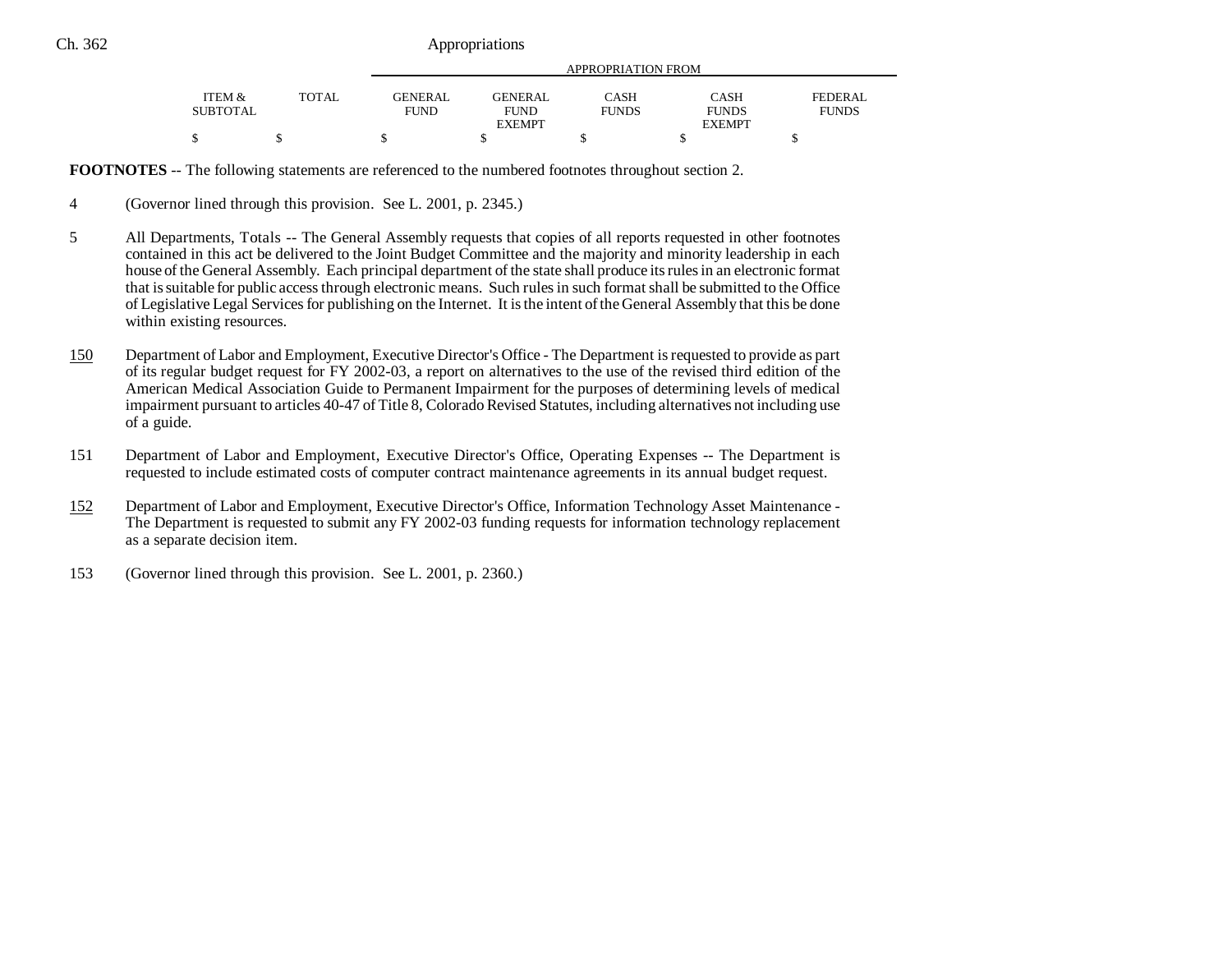| ITEM & SUBTOTAL | TOTAL | APPROPRIATION FROM | | | | |
|---|---|---|---|---|---|---|
| | | GENERAL FUND | GENERAL FUND EXEMPT | CASH FUNDS | CASH FUNDS EXEMPT | FEDERAL FUNDS |
| $ | $ | $ | $ | $ | $ | $ |

**FOOTNOTES** -- The following statements are referenced to the numbered footnotes throughout section 2.

4 (Governor lined through this provision. See L. 2001, p. 2345.)

5 All Departments, Totals -- The General Assembly requests that copies of all reports requested in other footnotes contained in this act be delivered to the Joint Budget Committee and the majority and minority leadership in each house of the General Assembly. Each principal department of the state shall produce its rules in an electronic format that is suitable for public access through electronic means. Such rules in such format shall be submitted to the Office of Legislative Legal Services for publishing on the Internet. It is the intent of the General Assembly that this be done within existing resources.

150 Department of Labor and Employment, Executive Director's Office - The Department is requested to provide as part of its regular budget request for FY 2002-03, a report on alternatives to the use of the revised third edition of the American Medical Association Guide to Permanent Impairment for the purposes of determining levels of medical impairment pursuant to articles 40-47 of Title 8, Colorado Revised Statutes, including alternatives not including use of a guide.

151 Department of Labor and Employment, Executive Director's Office, Operating Expenses -- The Department is requested to include estimated costs of computer contract maintenance agreements in its annual budget request.

152 Department of Labor and Employment, Executive Director's Office, Information Technology Asset Maintenance - The Department is requested to submit any FY 2002-03 funding requests for information technology replacement as a separate decision item.

153 (Governor lined through this provision. See L. 2001, p. 2360.)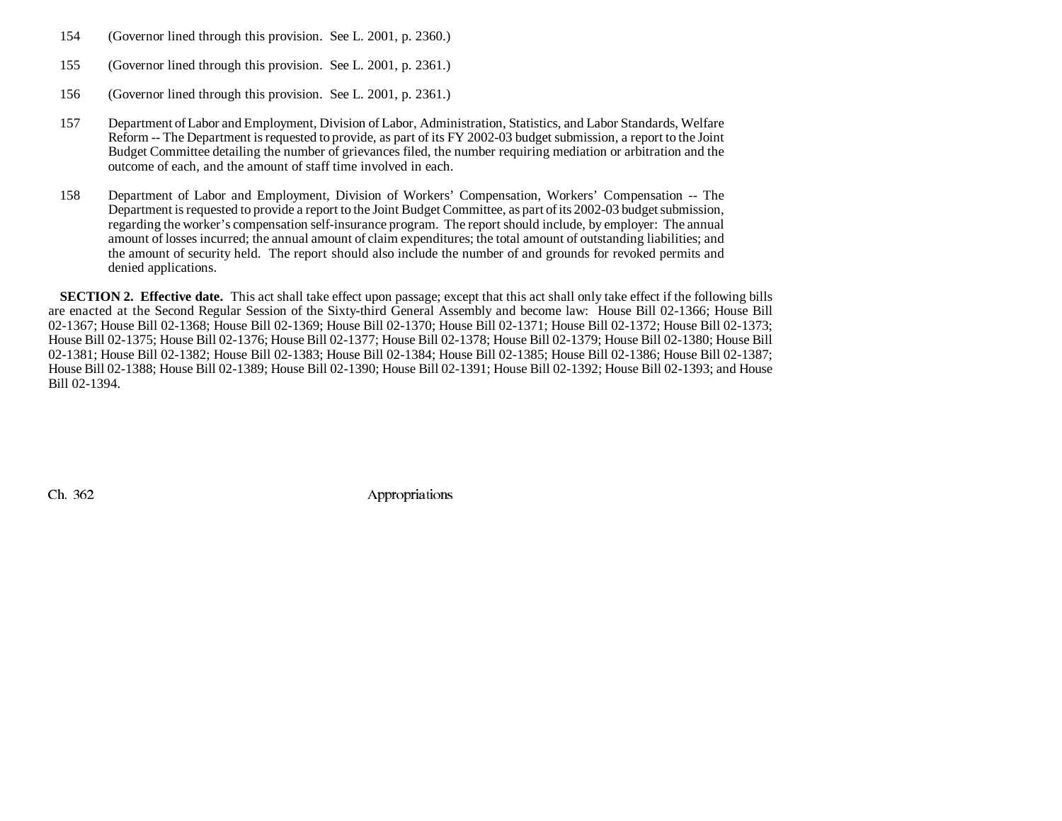154 (Governor lined through this provision. See L. 2001, p. 2360.)

155 (Governor lined through this provision. See L. 2001, p. 2361.)

156 (Governor lined through this provision. See L. 2001, p. 2361.)

157 Department of Labor and Employment, Division of Labor, Administration, Statistics, and Labor Standards, Welfare Reform -- The Department is requested to provide, as part of its FY 2002-03 budget submission, a report to the Joint Budget Committee detailing the number of grievances filed, the number requiring mediation or arbitration and the outcome of each, and the amount of staff time involved in each.

158 Department of Labor and Employment, Division of Workers' Compensation, Workers' Compensation -- The Department is requested to provide a report to the Joint Budget Committee, as part of its 2002-03 budget submission, regarding the worker's compensation self-insurance program. The report should include, by employer: The annual amount of losses incurred; the annual amount of claim expenditures; the total amount of outstanding liabilities; and the amount of security held. The report should also include the number of and grounds for revoked permits and denied applications.

**SECTION 2. Effective date.** This act shall take effect upon passage; except that this act shall only take effect if the following bills are enacted at the Second Regular Session of the Sixty-third General Assembly and become law: House Bill 02-1366; House Bill 02-1367; House Bill 02-1368; House Bill 02-1369; House Bill 02-1370; House Bill 02-1371; House Bill 02-1372; House Bill 02-1373; House Bill 02-1375; House Bill 02-1376; House Bill 02-1377; House Bill 02-1378; House Bill 02-1379; House Bill 02-1380; House Bill 02-1381; House Bill 02-1382; House Bill 02-1383; House Bill 02-1384; House Bill 02-1385; House Bill 02-1386; House Bill 02-1387; House Bill 02-1388; House Bill 02-1389; House Bill 02-1390; House Bill 02-1391; House Bill 02-1392; House Bill 02-1393; and House Bill 02-1394.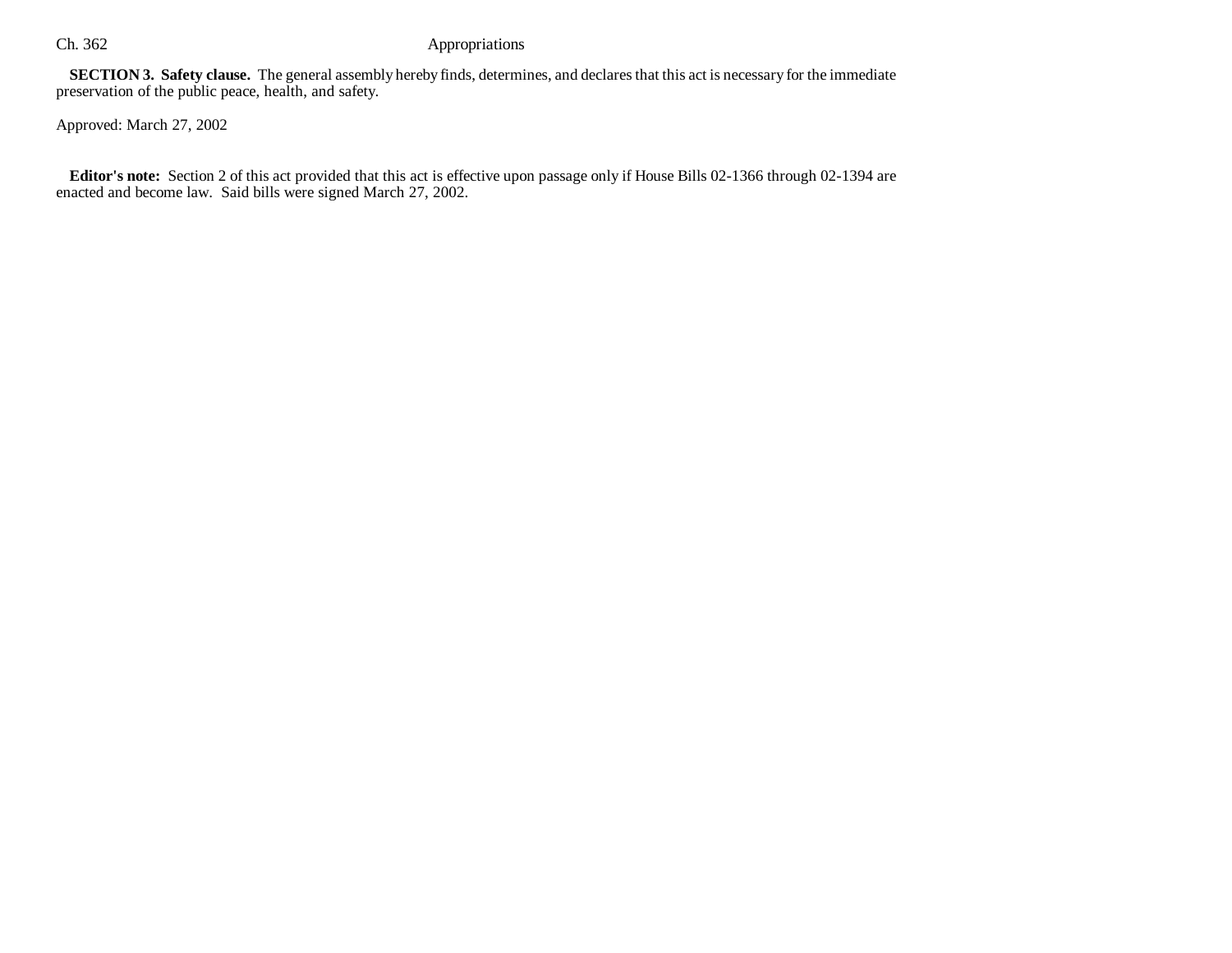**SECTION 3. Safety clause.** The general assembly hereby finds, determines, and declares that this act is necessary for the immediate preservation of the public peace, health, and safety.

Approved: March 27, 2002

**Editor's note:** Section 2 of this act provided that this act is effective upon passage only if House Bills 02-1366 through 02-1394 are enacted and become law. Said bills were signed March 27, 2002.